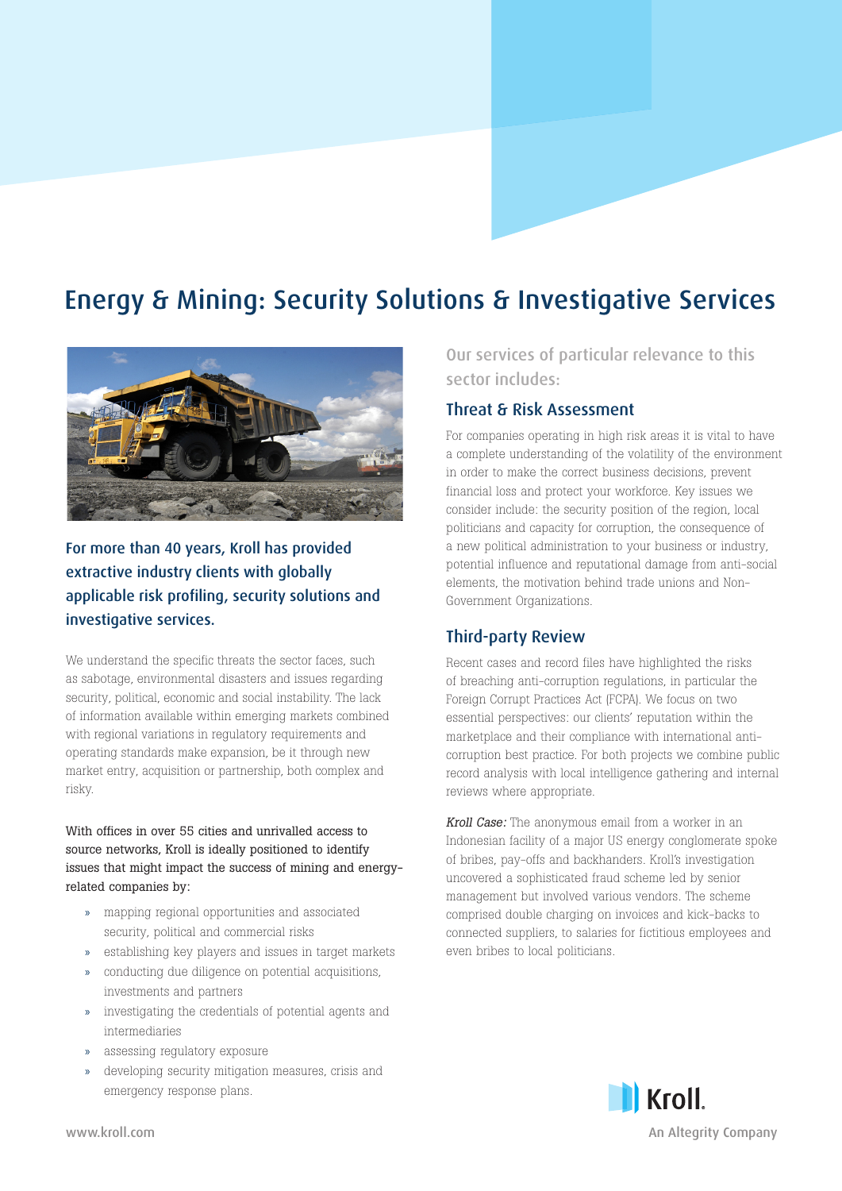# Energy & Mining: Security Solutions & Investigative Services

**For more than 40 years, Kroll has provided extractive industry clients with globally applicable risk profiling, security solutions and investigative services.**

We understand the specific threats the sector faces, such as sabotage, environmental disasters and issues regarding security, political, economic and social instability. The lack of information available within emerging markets combined with regional variations in regulatory requirements and operating standards make expansion, be it through new market entry, acquisition or partnership, both complex and risky.

With offices in over 55 cities and unrivalled access to source networks, Kroll is ideally positioned to identify issues that might impact the success of mining and energy-related companies by:

- mapping regional opportunities and associated security, political and commercial risks
- establishing key players and issues in target markets
- conducting due diligence on potential acquisitions, investments and partners
- investigating the credentials of potential agents and intermediaries
- assessing regulatory exposure
- developing security mitigation measures, crisis and emergency response plans.

Our services of particular relevance to this sector includes:

## Threat & Risk Assessment

For companies operating in high risk areas it is vital to have a complete understanding of the volatility of the environment in order to make the correct business decisions, prevent financial loss and protect your workforce. Key issues we consider include: the security position of the region, local politicians and capacity for corruption, the consequence of a new political administration to your business or industry, potential influence and reputational damage from anti-social elements, the motivation behind trade unions and Non-Government Organizations.

## Third-party Review

Recent cases and record files have highlighted the risks of breaching anti-corruption regulations, in particular the Foreign Corrupt Practices Act (FCPA). We focus on two essential perspectives: our clients' reputation within the marketplace and their compliance with international anti-corruption best practice. For both projects we combine public record analysis with local intelligence gathering and internal reviews where appropriate.

*Kroll Case:* The anonymous email from a worker in an Indonesian facility of a major US energy conglomerate spoke of bribes, pay-offs and backhanders. Kroll's investigation uncovered a sophisticated fraud scheme led by senior management but involved various vendors. The scheme comprised double charging on invoices and kick-backs to connected suppliers, to salaries for fictitious employees and even bribes to local politicians.

www.kroll.com

Kroll. An Altegrity Company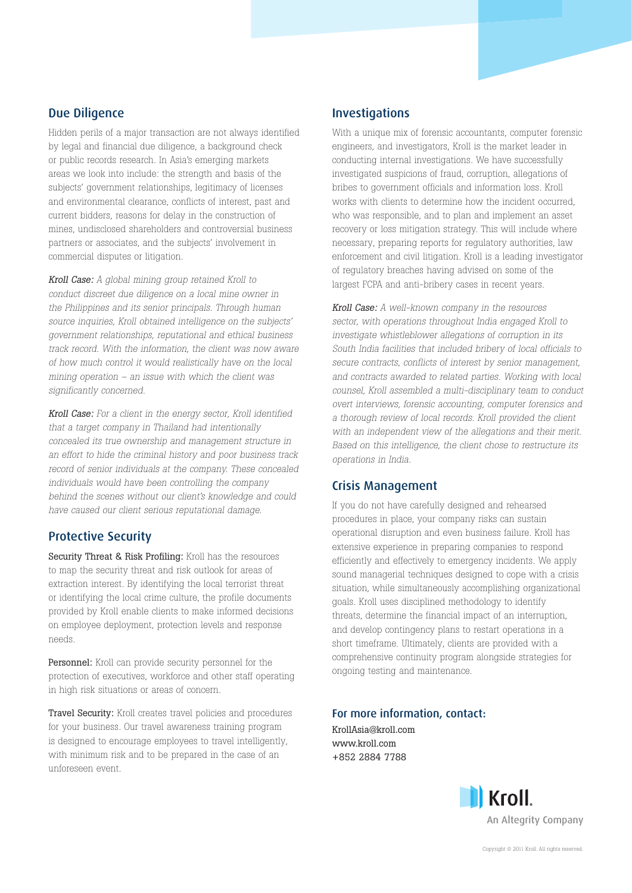## Due Diligence

Hidden perils of a major transaction are not always identified by legal and financial due diligence, a background check or public records research. In Asia's emerging markets areas we look into include: the strength and basis of the subjects' government relationships, legitimacy of licenses and environmental clearance, conflicts of interest, past and current bidders, reasons for delay in the construction of mines, undisclosed shareholders and controversial business partners or associates, and the subjects' involvement in commercial disputes or litigation.

*Kroll Case: A global mining group retained Kroll to conduct discreet due diligence on a local mine owner in the Philippines and its senior principals. Through human source inquiries, Kroll obtained intelligence on the subjects' government relationships, reputational and ethical business track record. With the information, the client was now aware of how much control it would realistically have on the local mining operation – an issue with which the client was significantly concerned.*

*Kroll Case: For a client in the energy sector, Kroll identified that a target company in Thailand had intentionally concealed its true ownership and management structure in an effort to hide the criminal history and poor business track record of senior individuals at the company. These concealed individuals would have been controlling the company behind the scenes without our client's knowledge and could have caused our client serious reputational damage.*

## Protective Security

**Security Threat & Risk Profiling:** Kroll has the resources to map the security threat and risk outlook for areas of extraction interest. By identifying the local terrorist threat or identifying the local crime culture, the profile documents provided by Kroll enable clients to make informed decisions on employee deployment, protection levels and response needs.

**Personnel:** Kroll can provide security personnel for the protection of executives, workforce and other staff operating in high risk situations or areas of concern.

**Travel Security:** Kroll creates travel policies and procedures for your business. Our travel awareness training program is designed to encourage employees to travel intelligently, with minimum risk and to be prepared in the case of an unforeseen event.

## Investigations

With a unique mix of forensic accountants, computer forensic engineers, and investigators, Kroll is the market leader in conducting internal investigations. We have successfully investigated suspicions of fraud, corruption, allegations of bribes to government officials and information loss. Kroll works with clients to determine how the incident occurred, who was responsible, and to plan and implement an asset recovery or loss mitigation strategy. This will include where necessary, preparing reports for regulatory authorities, law enforcement and civil litigation. Kroll is a leading investigator of regulatory breaches having advised on some of the largest FCPA and anti-bribery cases in recent years.

*Kroll Case: A well-known company in the resources sector, with operations throughout India engaged Kroll to investigate whistleblower allegations of corruption in its South India facilities that included bribery of local officials to secure contracts, conflicts of interest by senior management, and contracts awarded to related parties. Working with local counsel, Kroll assembled a multi-disciplinary team to conduct overt interviews, forensic accounting, computer forensics and a thorough review of local records. Kroll provided the client with an independent view of the allegations and their merit. Based on this intelligence, the client chose to restructure its operations in India.*

## Crisis Management

If you do not have carefully designed and rehearsed procedures in place, your company risks can sustain operational disruption and even business failure. Kroll has extensive experience in preparing companies to respond efficiently and effectively to emergency incidents. We apply sound managerial techniques designed to cope with a crisis situation, while simultaneously accomplishing organizational goals. Kroll uses disciplined methodology to identify threats, determine the financial impact of an interruption, and develop contingency plans to restart operations in a short timeframe. Ultimately, clients are provided with a comprehensive continuity program alongside strategies for ongoing testing and maintenance.

### For more information, contact:

KrollAsia@kroll.com
www.kroll.com
+852 2884 7788

Kroll.
An Altegrity Company

Copyright © 2011 Kroll. All rights reserved.